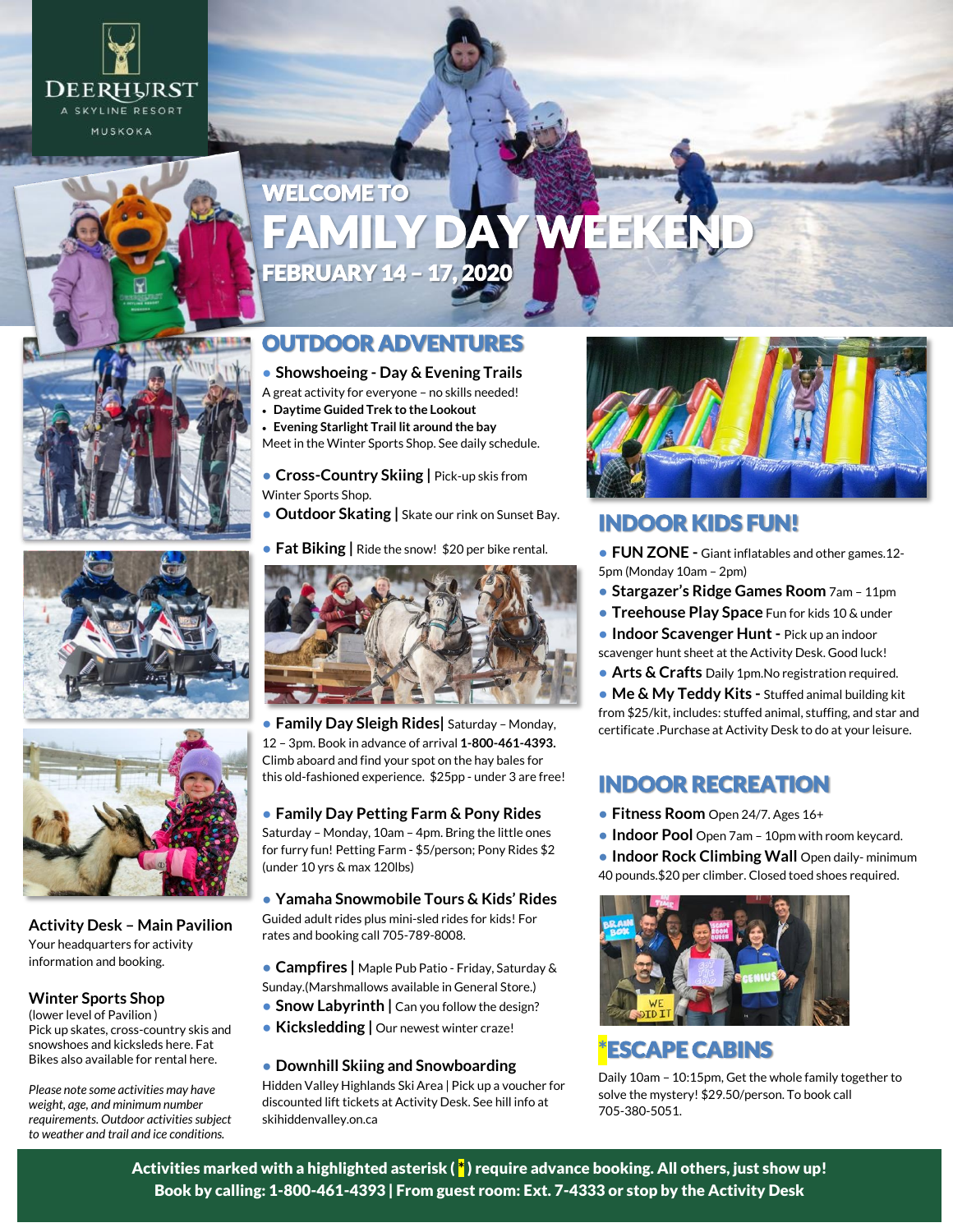DEERHURST
A SKYLINE RESORT
MUSKOKA

# WELCOME TO FAMILY DAY WEEKEND

## FEBRUARY 14 – 17, 2020

## OUTDOOR ADVENTURES

- **Showshoeing - Day & Evening Trails**
  A great activity for everyone – no skills needed!
  - **Daytime Guided Trek to the Lookout**
  - **Evening Starlight Trail lit around the bay**
  Meet in the Winter Sports Shop. See daily schedule.
- **Cross-Country Skiing |** Pick-up skis from Winter Sports Shop.
- **Outdoor Skating |** Skate our rink on Sunset Bay.
- **Fat Biking |** Ride the snow! $20 per bike rental.
- **Family Day Sleigh Rides|** Saturday – Monday, 12 – 3pm. Book in advance of arrival **1-800-461-4393.** Climb aboard and find your spot on the hay bales for this old-fashioned experience. $25pp - under 3 are free!
- **Family Day Petting Farm & Pony Rides**
  Saturday – Monday, 10am – 4pm. Bring the little ones for furry fun! Petting Farm - $5/person; Pony Rides $2 (under 10 yrs & max 120lbs)
- **Yamaha Snowmobile Tours & Kids' Rides**
  Guided adult rides plus mini-sled rides for kids! For rates and booking call 705-789-8008.
- **Campfires |** Maple Pub Patio - Friday, Saturday & Sunday.(Marshmallows available in General Store.)
- **Snow Labyrinth |** Can you follow the design?
- **Kicksledding |** Our newest winter craze!
- **Downhill Skiing and Snowboarding**
  Hidden Valley Highlands Ski Area | Pick up a voucher for discounted lift tickets at Activity Desk. See hill info at skihiddenvalley.on.ca

**Activity Desk – Main Pavilion**
Your headquarters for activity information and booking.

**Winter Sports Shop**
(lower level of Pavilion )
Pick up skates, cross-country skis and snowshoes and kicksleds here. Fat Bikes also available for rental here.

*Please note some activities may have weight, age, and minimum number requirements. Outdoor activities subject to weather and trail and ice conditions.*

## INDOOR KIDS FUN!

- **FUN ZONE -** Giant inflatables and other games.12-5pm (Monday 10am – 2pm)
- **Stargazer's Ridge Games Room** 7am – 11pm
- **Treehouse Play Space** Fun for kids 10 & under
- **Indoor Scavenger Hunt -** Pick up an indoor scavenger hunt sheet at the Activity Desk. Good luck!
- **Arts & Crafts** Daily 1pm.No registration required.
- **Me & My Teddy Kits -** Stuffed animal building kit from $25/kit, includes: stuffed animal, stuffing, and star and certificate .Purchase at Activity Desk to do at your leisure.

## INDOOR RECREATION

- **Fitness Room** Open 24/7. Ages 16+
- **Indoor Pool** Open 7am – 10pm with room keycard.
- **Indoor Rock Climbing Wall** Open daily- minimum 40 pounds.$20 per climber. Closed toed shoes required.

## *ESCAPE CABINS

Daily 10am – 10:15pm, Get the whole family together to solve the mystery! $29.50/person. To book call 705-380-5051.

**Activities marked with a highlighted asterisk ( * ) require advance booking. All others, just show up!**
**Book by calling: 1-800-461-4393 | From guest room: Ext. 7-4333 or stop by the Activity Desk**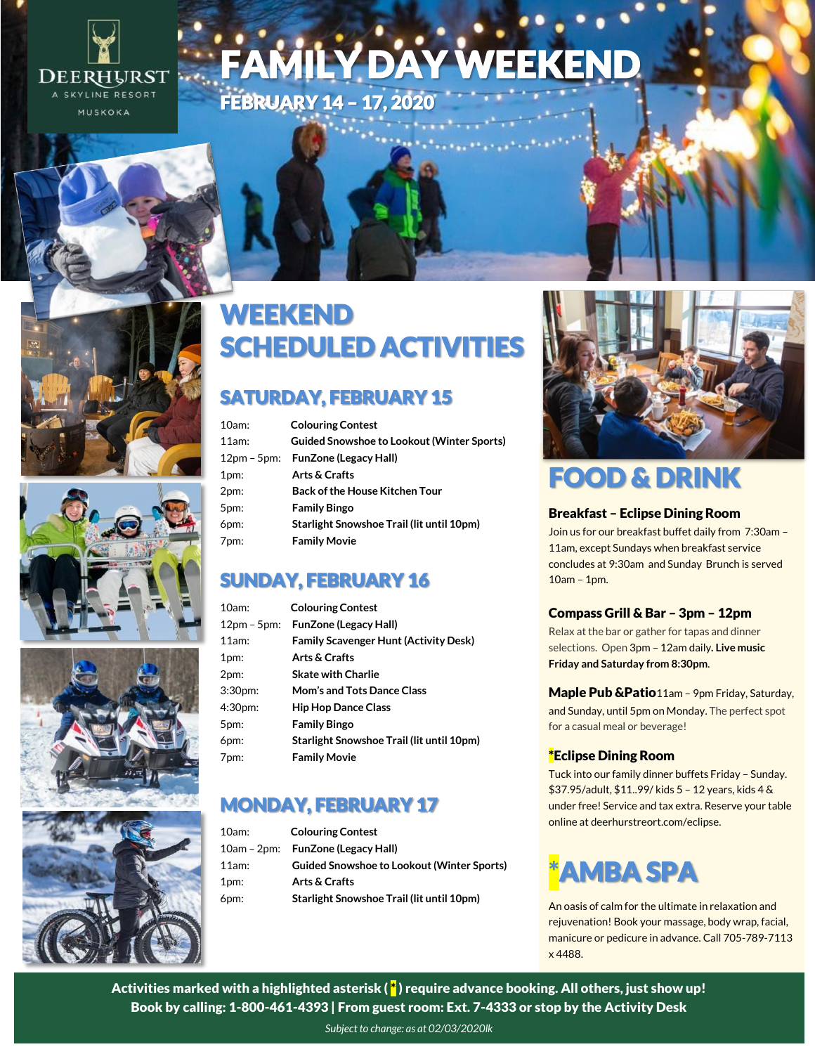DEERHURST
A SKYLINE RESORT
MUSKOKA

# FAMILY DAY WEEKEND

**FEBRUARY 14 – 17, 2020**

## WEEKEND SCHEDULED ACTIVITIES

### SATURDAY, FEBRUARY 15

| | |
|---|---|
| 10am: | **Colouring Contest** |
| 11am: | **Guided Snowshoe to Lookout (Winter Sports)** |
| 12pm – 5pm: | **FunZone (Legacy Hall)** |
| 1pm: | **Arts & Crafts** |
| 2pm: | **Back of the House Kitchen Tour** |
| 5pm: | **Family Bingo** |
| 6pm: | **Starlight Snowshoe Trail (lit until 10pm)** |
| 7pm: | **Family Movie** |

### SUNDAY, FEBRUARY 16

| | |
|---|---|
| 10am: | **Colouring Contest** |
| 12pm – 5pm: | **FunZone (Legacy Hall)** |
| 11am: | **Family Scavenger Hunt (Activity Desk)** |
| 1pm: | **Arts & Crafts** |
| 2pm: | **Skate with Charlie** |
| 3:30pm: | **Mom's and Tots Dance Class** |
| 4:30pm: | **Hip Hop Dance Class** |
| 5pm: | **Family Bingo** |
| 6pm: | **Starlight Snowshoe Trail (lit until 10pm)** |
| 7pm: | **Family Movie** |

### MONDAY, FEBRUARY 17

| | |
|---|---|
| 10am: | **Colouring Contest** |
| 10am – 2pm: | **FunZone (Legacy Hall)** |
| 11am: | **Guided Snowshoe to Lookout (Winter Sports)** |
| 1pm: | **Arts & Crafts** |
| 6pm: | **Starlight Snowshoe Trail (lit until 10pm)** |

## FOOD & DRINK

**Breakfast – Eclipse Dining Room**

Join us for our breakfast buffet daily from 7:30am – 11am, except Sundays when breakfast service concludes at 9:30am and Sunday Brunch is served 10am – 1pm.

**Compass Grill & Bar – 3pm – 12pm**

Relax at the bar or gather for tapas and dinner selections. Open 3pm – 12am daily**. Live music Friday and Saturday from 8:30pm**.

**Maple Pub &Patio** 11am – 9pm Friday, Saturday, and Sunday, until 5pm on Monday. The perfect spot for a casual meal or beverage!

**\*Eclipse Dining Room**

Tuck into our family dinner buffets Friday – Sunday. $37.95/adult, $11..99/ kids 5 – 12 years, kids 4 & under free! Service and tax extra. Reserve your table online at deerhurstreort.com/eclipse.

## *AMBA SPA

An oasis of calm for the ultimate in relaxation and rejuvenation! Book your massage, body wrap, facial, manicure or pedicure in advance. Call 705-789-7113 x 4488.

**Activities marked with a highlighted asterisk (*) require advance booking. All others, just show up!**
**Book by calling: 1-800-461-4393 | From guest room: Ext. 7-4333 or stop by the Activity Desk**

*Subject to change: as at 02/03/2020lk*